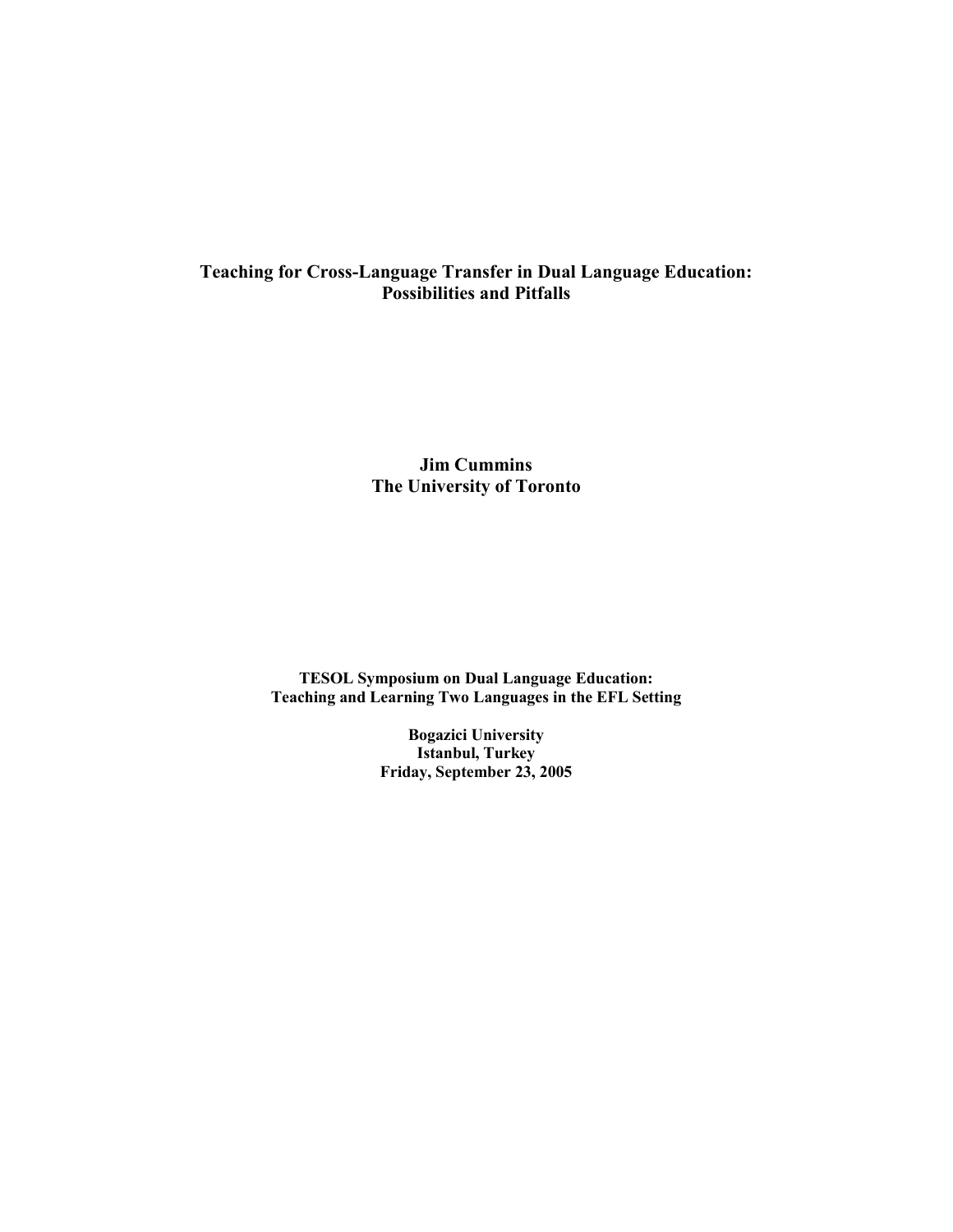# Teaching for Cross-Language Transfer in Dual Language Education: Possibilities and Pitfalls

**Jim Cummins**
**The University of Toronto**

**TESOL Symposium on Dual Language Education:**
**Teaching and Learning Two Languages in the EFL Setting**

**Bogazici University**
**Istanbul, Turkey**
**Friday, September 23, 2005**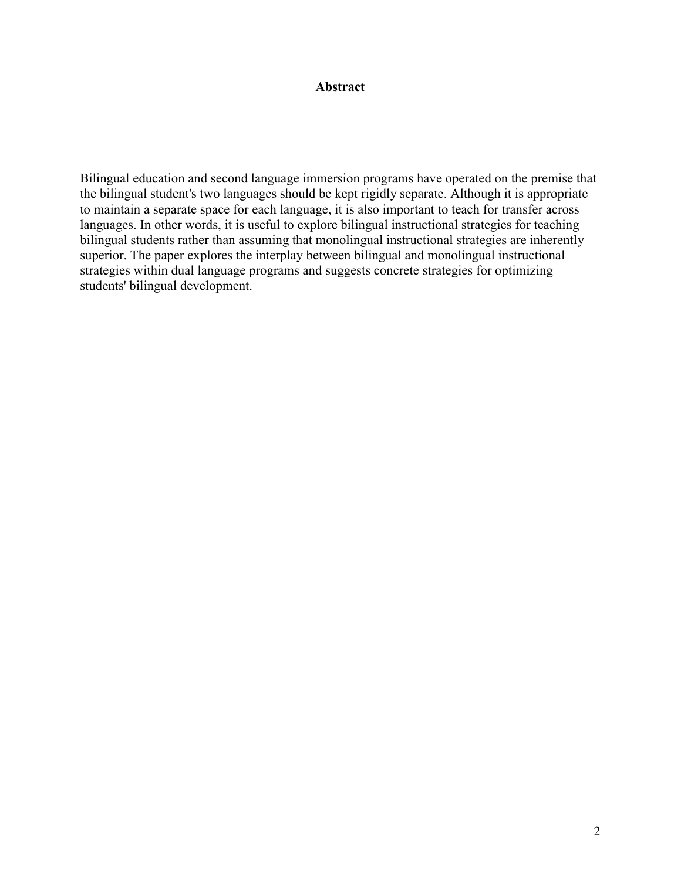# Abstract

Bilingual education and second language immersion programs have operated on the premise that the bilingual student's two languages should be kept rigidly separate. Although it is appropriate to maintain a separate space for each language, it is also important to teach for transfer across languages. In other words, it is useful to explore bilingual instructional strategies for teaching bilingual students rather than assuming that monolingual instructional strategies are inherently superior. The paper explores the interplay between bilingual and monolingual instructional strategies within dual language programs and suggests concrete strategies for optimizing students' bilingual development.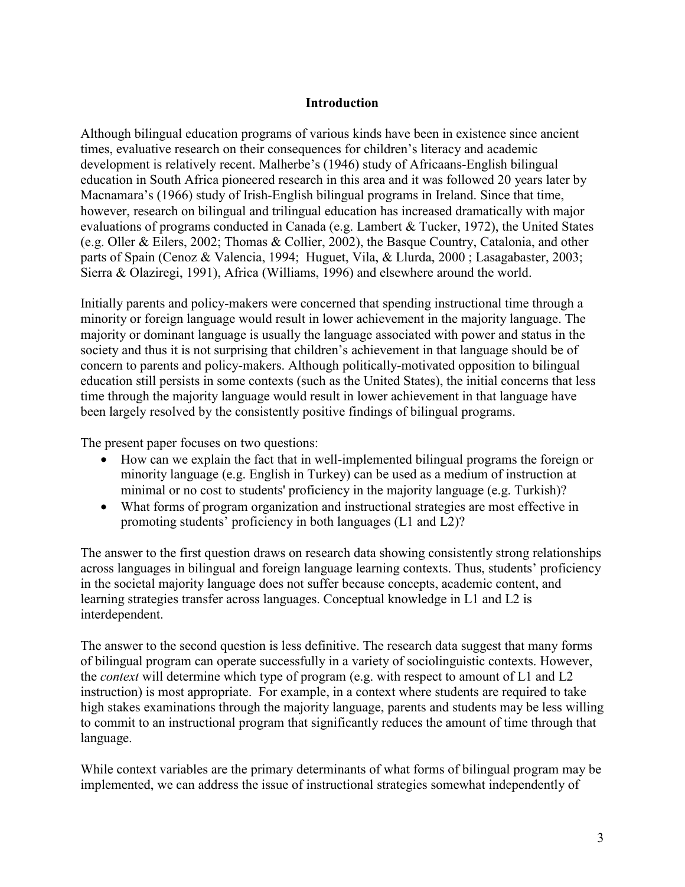## Introduction

Although bilingual education programs of various kinds have been in existence since ancient times, evaluative research on their consequences for children's literacy and academic development is relatively recent. Malherbe's (1946) study of Africaans-English bilingual education in South Africa pioneered research in this area and it was followed 20 years later by Macnamara's (1966) study of Irish-English bilingual programs in Ireland. Since that time, however, research on bilingual and trilingual education has increased dramatically with major evaluations of programs conducted in Canada (e.g. Lambert & Tucker, 1972), the United States (e.g. Oller & Eilers, 2002; Thomas & Collier, 2002), the Basque Country, Catalonia, and other parts of Spain (Cenoz & Valencia, 1994; Huguet, Vila, & Llurda, 2000 ; Lasagabaster, 2003; Sierra & Olaziregi, 1991), Africa (Williams, 1996) and elsewhere around the world.

Initially parents and policy-makers were concerned that spending instructional time through a minority or foreign language would result in lower achievement in the majority language. The majority or dominant language is usually the language associated with power and status in the society and thus it is not surprising that children's achievement in that language should be of concern to parents and policy-makers. Although politically-motivated opposition to bilingual education still persists in some contexts (such as the United States), the initial concerns that less time through the majority language would result in lower achievement in that language have been largely resolved by the consistently positive findings of bilingual programs.

The present paper focuses on two questions:

- How can we explain the fact that in well-implemented bilingual programs the foreign or minority language (e.g. English in Turkey) can be used as a medium of instruction at minimal or no cost to students' proficiency in the majority language (e.g. Turkish)?
- What forms of program organization and instructional strategies are most effective in promoting students' proficiency in both languages (L1 and L2)?

The answer to the first question draws on research data showing consistently strong relationships across languages in bilingual and foreign language learning contexts. Thus, students' proficiency in the societal majority language does not suffer because concepts, academic content, and learning strategies transfer across languages. Conceptual knowledge in L1 and L2 is interdependent.

The answer to the second question is less definitive. The research data suggest that many forms of bilingual program can operate successfully in a variety of sociolinguistic contexts. However, the *context* will determine which type of program (e.g. with respect to amount of L1 and L2 instruction) is most appropriate. For example, in a context where students are required to take high stakes examinations through the majority language, parents and students may be less willing to commit to an instructional program that significantly reduces the amount of time through that language.

While context variables are the primary determinants of what forms of bilingual program may be implemented, we can address the issue of instructional strategies somewhat independently of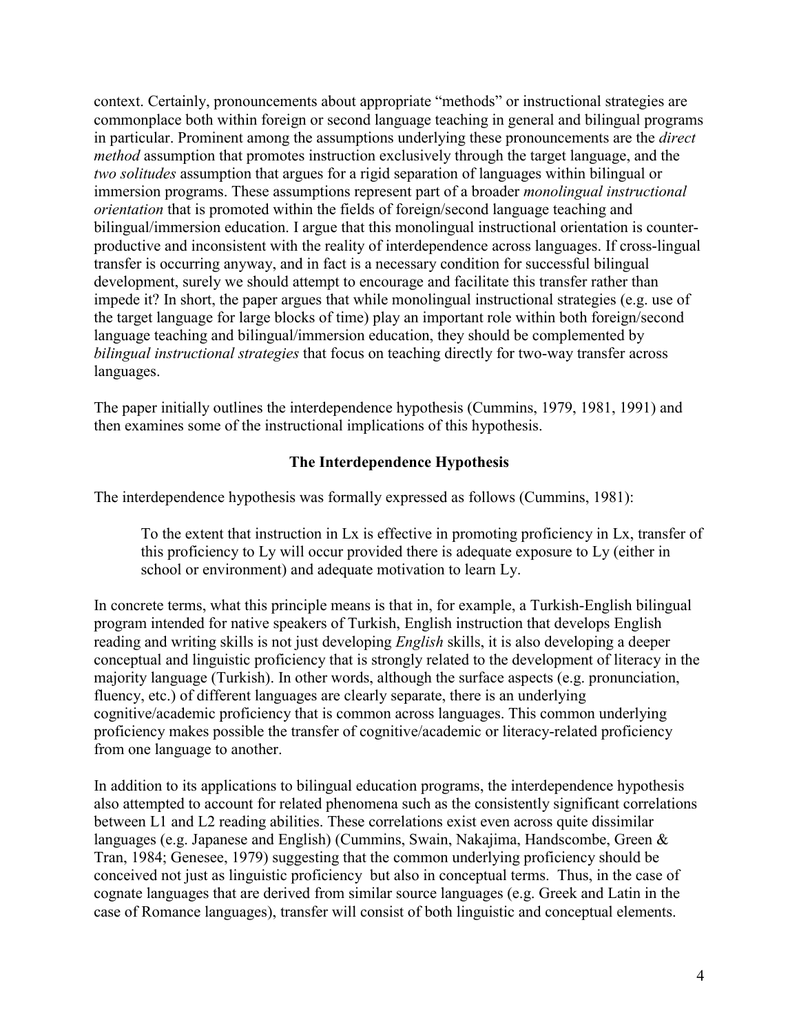context. Certainly, pronouncements about appropriate "methods" or instructional strategies are commonplace both within foreign or second language teaching in general and bilingual programs in particular. Prominent among the assumptions underlying these pronouncements are the *direct method* assumption that promotes instruction exclusively through the target language, and the *two solitudes* assumption that argues for a rigid separation of languages within bilingual or immersion programs. These assumptions represent part of a broader *monolingual instructional orientation* that is promoted within the fields of foreign/second language teaching and bilingual/immersion education. I argue that this monolingual instructional orientation is counter-productive and inconsistent with the reality of interdependence across languages. If cross-lingual transfer is occurring anyway, and in fact is a necessary condition for successful bilingual development, surely we should attempt to encourage and facilitate this transfer rather than impede it? In short, the paper argues that while monolingual instructional strategies (e.g. use of the target language for large blocks of time) play an important role within both foreign/second language teaching and bilingual/immersion education, they should be complemented by *bilingual instructional strategies* that focus on teaching directly for two-way transfer across languages.

The paper initially outlines the interdependence hypothesis (Cummins, 1979, 1981, 1991) and then examines some of the instructional implications of this hypothesis.

## The Interdependence Hypothesis

The interdependence hypothesis was formally expressed as follows (Cummins, 1981):

> To the extent that instruction in Lx is effective in promoting proficiency in Lx, transfer of this proficiency to Ly will occur provided there is adequate exposure to Ly (either in school or environment) and adequate motivation to learn Ly.

In concrete terms, what this principle means is that in, for example, a Turkish-English bilingual program intended for native speakers of Turkish, English instruction that develops English reading and writing skills is not just developing *English* skills, it is also developing a deeper conceptual and linguistic proficiency that is strongly related to the development of literacy in the majority language (Turkish). In other words, although the surface aspects (e.g. pronunciation, fluency, etc.) of different languages are clearly separate, there is an underlying cognitive/academic proficiency that is common across languages. This common underlying proficiency makes possible the transfer of cognitive/academic or literacy-related proficiency from one language to another.

In addition to its applications to bilingual education programs, the interdependence hypothesis also attempted to account for related phenomena such as the consistently significant correlations between L1 and L2 reading abilities. These correlations exist even across quite dissimilar languages (e.g. Japanese and English) (Cummins, Swain, Nakajima, Handscombe, Green & Tran, 1984; Genesee, 1979) suggesting that the common underlying proficiency should be conceived not just as linguistic proficiency but also in conceptual terms. Thus, in the case of cognate languages that are derived from similar source languages (e.g. Greek and Latin in the case of Romance languages), transfer will consist of both linguistic and conceptual elements.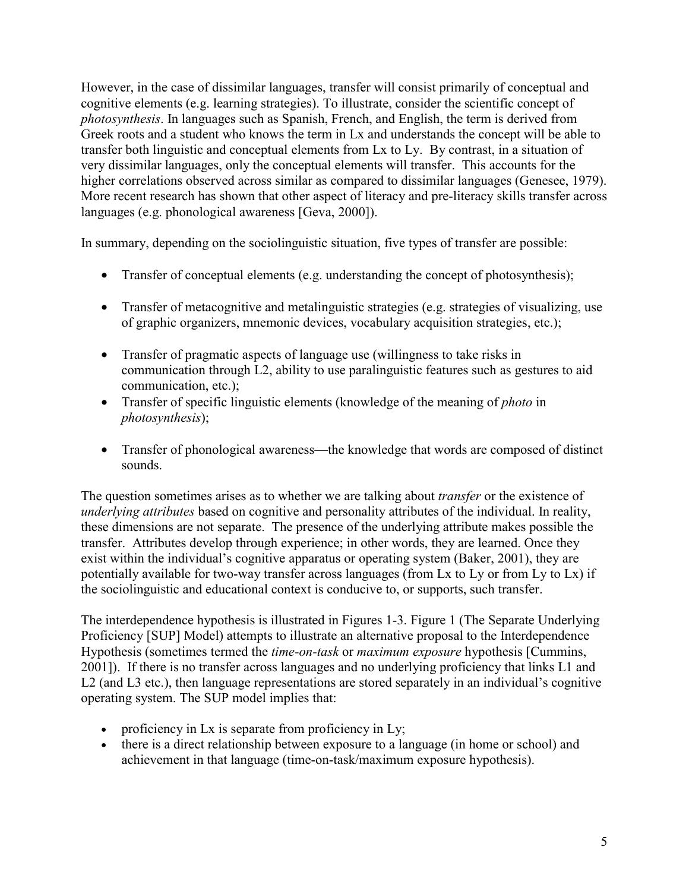However, in the case of dissimilar languages, transfer will consist primarily of conceptual and cognitive elements (e.g. learning strategies). To illustrate, consider the scientific concept of *photosynthesis*. In languages such as Spanish, French, and English, the term is derived from Greek roots and a student who knows the term in Lx and understands the concept will be able to transfer both linguistic and conceptual elements from Lx to Ly. By contrast, in a situation of very dissimilar languages, only the conceptual elements will transfer. This accounts for the higher correlations observed across similar as compared to dissimilar languages (Genesee, 1979). More recent research has shown that other aspect of literacy and pre-literacy skills transfer across languages (e.g. phonological awareness [Geva, 2000]).

In summary, depending on the sociolinguistic situation, five types of transfer are possible:

- Transfer of conceptual elements (e.g. understanding the concept of photosynthesis);
- Transfer of metacognitive and metalinguistic strategies (e.g. strategies of visualizing, use of graphic organizers, mnemonic devices, vocabulary acquisition strategies, etc.);
- Transfer of pragmatic aspects of language use (willingness to take risks in communication through L2, ability to use paralinguistic features such as gestures to aid communication, etc.);
- Transfer of specific linguistic elements (knowledge of the meaning of *photo* in *photosynthesis*);
- Transfer of phonological awareness—the knowledge that words are composed of distinct sounds.

The question sometimes arises as to whether we are talking about *transfer* or the existence of *underlying attributes* based on cognitive and personality attributes of the individual. In reality, these dimensions are not separate. The presence of the underlying attribute makes possible the transfer. Attributes develop through experience; in other words, they are learned. Once they exist within the individual's cognitive apparatus or operating system (Baker, 2001), they are potentially available for two-way transfer across languages (from Lx to Ly or from Ly to Lx) if the sociolinguistic and educational context is conducive to, or supports, such transfer.

The interdependence hypothesis is illustrated in Figures 1-3. Figure 1 (The Separate Underlying Proficiency [SUP] Model) attempts to illustrate an alternative proposal to the Interdependence Hypothesis (sometimes termed the *time-on-task* or *maximum exposure* hypothesis [Cummins, 2001]). If there is no transfer across languages and no underlying proficiency that links L1 and L2 (and L3 etc.), then language representations are stored separately in an individual's cognitive operating system. The SUP model implies that:

- proficiency in Lx is separate from proficiency in Ly;
- there is a direct relationship between exposure to a language (in home or school) and achievement in that language (time-on-task/maximum exposure hypothesis).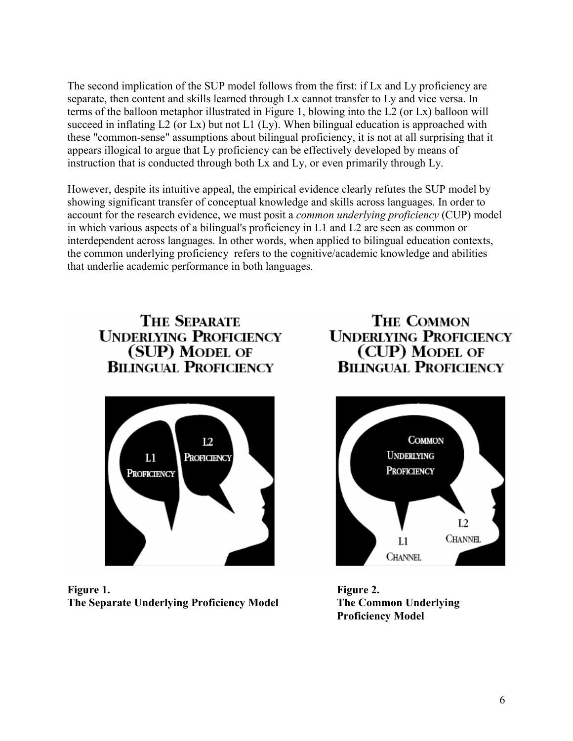The second implication of the SUP model follows from the first: if Lx and Ly proficiency are separate, then content and skills learned through Lx cannot transfer to Ly and vice versa. In terms of the balloon metaphor illustrated in Figure 1, blowing into the L2 (or Lx) balloon will succeed in inflating L2 (or Lx) but not L1 (Ly). When bilingual education is approached with these "common-sense" assumptions about bilingual proficiency, it is not at all surprising that it appears illogical to argue that Ly proficiency can be effectively developed by means of instruction that is conducted through both Lx and Ly, or even primarily through Ly.

However, despite its intuitive appeal, the empirical evidence clearly refutes the SUP model by showing significant transfer of conceptual knowledge and skills across languages. In order to account for the research evidence, we must posit a *common underlying proficiency* (CUP) model in which various aspects of a bilingual's proficiency in L1 and L2 are seen as common or interdependent across languages. In other words, when applied to bilingual education contexts, the common underlying proficiency refers to the cognitive/academic knowledge and abilities that underlie academic performance in both languages.

**THE SEPARATE UNDERLYING PROFICIENCY (SUP) MODEL OF BILINGUAL PROFICIENCY**

L1 PROFICIENCY | L2 PROFICIENCY

**Figure 1.**
**The Separate Underlying Proficiency Model**

**THE COMMON UNDERLYING PROFICIENCY (CUP) MODEL OF BILINGUAL PROFICIENCY**

COMMON UNDERLYING PROFICIENCY | L1 CHANNEL | L2 CHANNEL

**Figure 2.**
**The Common Underlying Proficiency Model**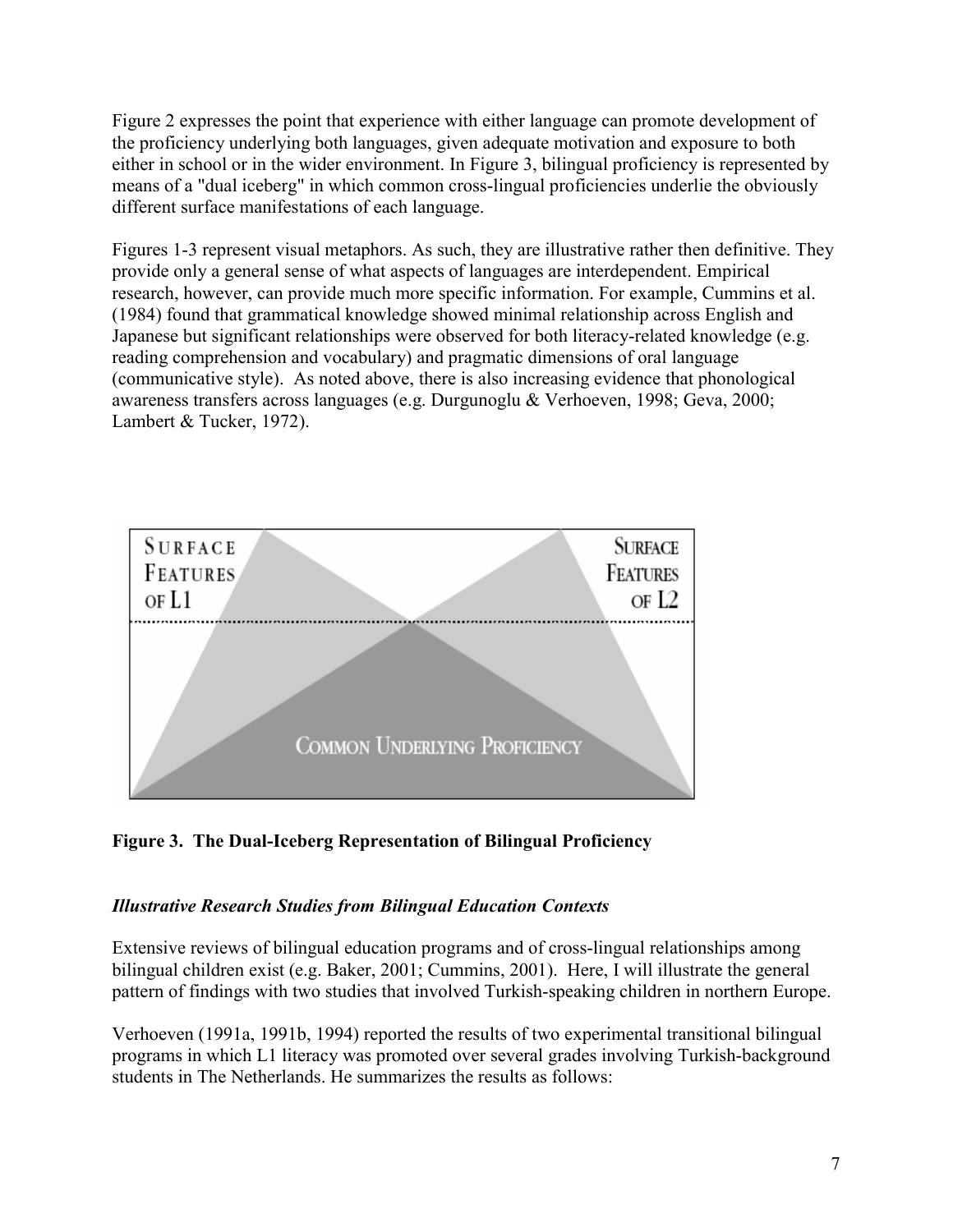Figure 2 expresses the point that experience with either language can promote development of the proficiency underlying both languages, given adequate motivation and exposure to both either in school or in the wider environment. In Figure 3, bilingual proficiency is represented by means of a "dual iceberg" in which common cross-lingual proficiencies underlie the obviously different surface manifestations of each language.

Figures 1-3 represent visual metaphors. As such, they are illustrative rather then definitive. They provide only a general sense of what aspects of languages are interdependent. Empirical research, however, can provide much more specific information. For example, Cummins et al. (1984) found that grammatical knowledge showed minimal relationship across English and Japanese but significant relationships were observed for both literacy-related knowledge (e.g. reading comprehension and vocabulary) and pragmatic dimensions of oral language (communicative style). As noted above, there is also increasing evidence that phonological awareness transfers across languages (e.g. Durgunoglu & Verhoeven, 1998; Geva, 2000; Lambert & Tucker, 1972).

SURFACE FEATURES OF L1

SURFACE FEATURES OF L2

COMMON UNDERLYING PROFICIENCY

**Figure 3. The Dual-Iceberg Representation of Bilingual Proficiency**

### *Illustrative Research Studies from Bilingual Education Contexts*

Extensive reviews of bilingual education programs and of cross-lingual relationships among bilingual children exist (e.g. Baker, 2001; Cummins, 2001). Here, I will illustrate the general pattern of findings with two studies that involved Turkish-speaking children in northern Europe.

Verhoeven (1991a, 1991b, 1994) reported the results of two experimental transitional bilingual programs in which L1 literacy was promoted over several grades involving Turkish-background students in The Netherlands. He summarizes the results as follows: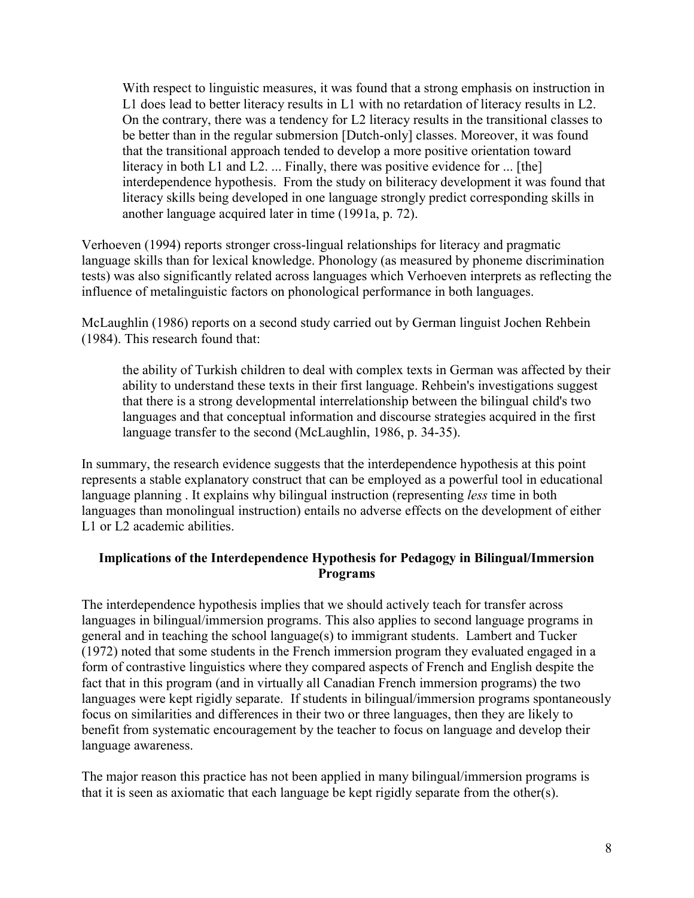> With respect to linguistic measures, it was found that a strong emphasis on instruction in L1 does lead to better literacy results in L1 with no retardation of literacy results in L2. On the contrary, there was a tendency for L2 literacy results in the transitional classes to be better than in the regular submersion [Dutch-only] classes. Moreover, it was found that the transitional approach tended to develop a more positive orientation toward literacy in both L1 and L2. ... Finally, there was positive evidence for ... [the] interdependence hypothesis. From the study on biliteracy development it was found that literacy skills being developed in one language strongly predict corresponding skills in another language acquired later in time (1991a, p. 72).

Verhoeven (1994) reports stronger cross-lingual relationships for literacy and pragmatic language skills than for lexical knowledge. Phonology (as measured by phoneme discrimination tests) was also significantly related across languages which Verhoeven interprets as reflecting the influence of metalinguistic factors on phonological performance in both languages.

McLaughlin (1986) reports on a second study carried out by German linguist Jochen Rehbein (1984). This research found that:

> the ability of Turkish children to deal with complex texts in German was affected by their ability to understand these texts in their first language. Rehbein's investigations suggest that there is a strong developmental interrelationship between the bilingual child's two languages and that conceptual information and discourse strategies acquired in the first language transfer to the second (McLaughlin, 1986, p. 34-35).

In summary, the research evidence suggests that the interdependence hypothesis at this point represents a stable explanatory construct that can be employed as a powerful tool in educational language planning . It explains why bilingual instruction (representing *less* time in both languages than monolingual instruction) entails no adverse effects on the development of either L1 or L2 academic abilities.

## Implications of the Interdependence Hypothesis for Pedagogy in Bilingual/Immersion Programs

The interdependence hypothesis implies that we should actively teach for transfer across languages in bilingual/immersion programs. This also applies to second language programs in general and in teaching the school language(s) to immigrant students. Lambert and Tucker (1972) noted that some students in the French immersion program they evaluated engaged in a form of contrastive linguistics where they compared aspects of French and English despite the fact that in this program (and in virtually all Canadian French immersion programs) the two languages were kept rigidly separate. If students in bilingual/immersion programs spontaneously focus on similarities and differences in their two or three languages, then they are likely to benefit from systematic encouragement by the teacher to focus on language and develop their language awareness.

The major reason this practice has not been applied in many bilingual/immersion programs is that it is seen as axiomatic that each language be kept rigidly separate from the other(s).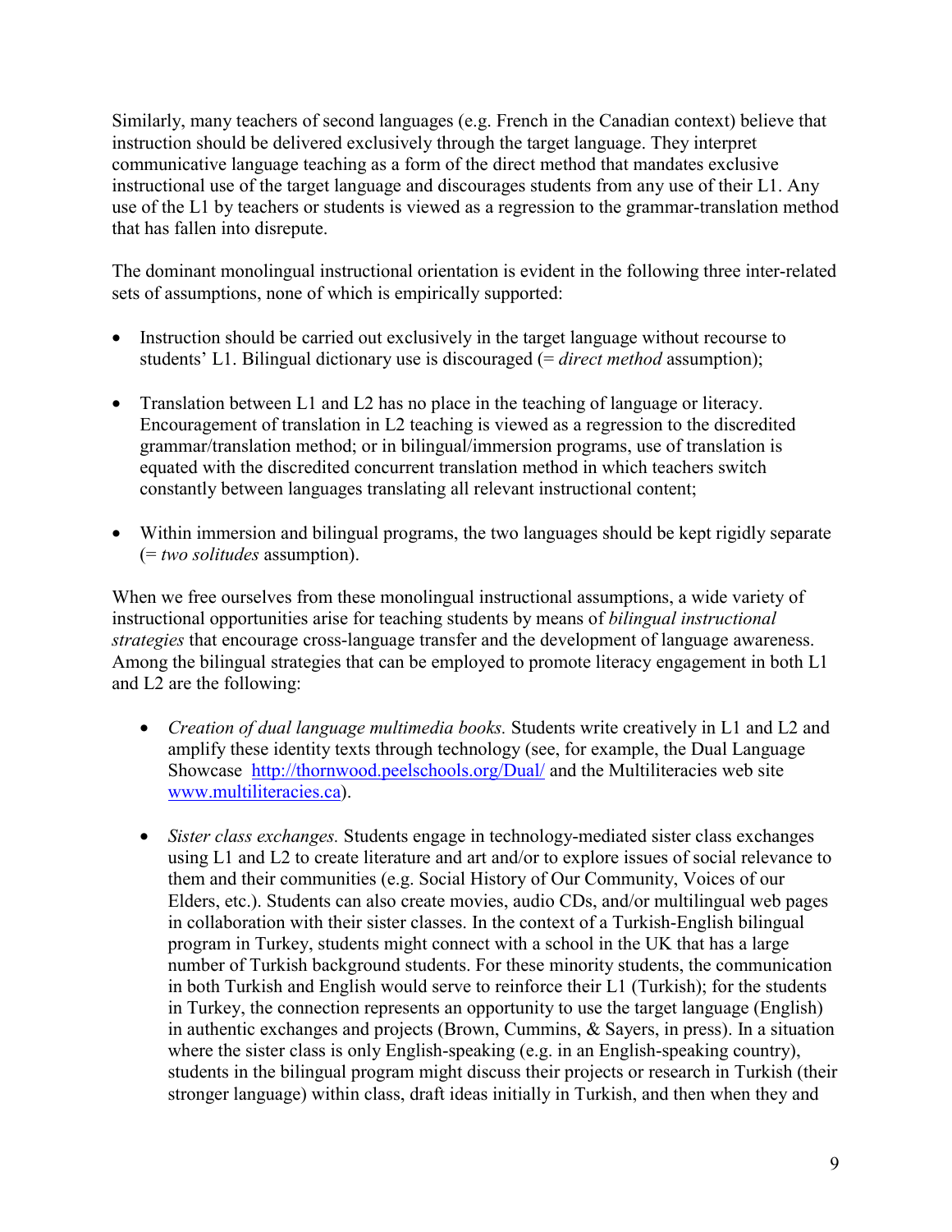Similarly, many teachers of second languages (e.g. French in the Canadian context) believe that instruction should be delivered exclusively through the target language. They interpret communicative language teaching as a form of the direct method that mandates exclusive instructional use of the target language and discourages students from any use of their L1. Any use of the L1 by teachers or students is viewed as a regression to the grammar-translation method that has fallen into disrepute.

The dominant monolingual instructional orientation is evident in the following three inter-related sets of assumptions, none of which is empirically supported:

- Instruction should be carried out exclusively in the target language without recourse to students' L1. Bilingual dictionary use is discouraged (= *direct method* assumption);
- Translation between L1 and L2 has no place in the teaching of language or literacy. Encouragement of translation in L2 teaching is viewed as a regression to the discredited grammar/translation method; or in bilingual/immersion programs, use of translation is equated with the discredited concurrent translation method in which teachers switch constantly between languages translating all relevant instructional content;
- Within immersion and bilingual programs, the two languages should be kept rigidly separate (= *two solitudes* assumption).

When we free ourselves from these monolingual instructional assumptions, a wide variety of instructional opportunities arise for teaching students by means of *bilingual instructional strategies* that encourage cross-language transfer and the development of language awareness. Among the bilingual strategies that can be employed to promote literacy engagement in both L1 and L2 are the following:

- *Creation of dual language multimedia books.* Students write creatively in L1 and L2 and amplify these identity texts through technology (see, for example, the Dual Language Showcase http://thornwood.peelschools.org/Dual/ and the Multiliteracies web site www.multiliteracies.ca).
- *Sister class exchanges.* Students engage in technology-mediated sister class exchanges using L1 and L2 to create literature and art and/or to explore issues of social relevance to them and their communities (e.g. Social History of Our Community, Voices of our Elders, etc.). Students can also create movies, audio CDs, and/or multilingual web pages in collaboration with their sister classes. In the context of a Turkish-English bilingual program in Turkey, students might connect with a school in the UK that has a large number of Turkish background students. For these minority students, the communication in both Turkish and English would serve to reinforce their L1 (Turkish); for the students in Turkey, the connection represents an opportunity to use the target language (English) in authentic exchanges and projects (Brown, Cummins, & Sayers, in press). In a situation where the sister class is only English-speaking (e.g. in an English-speaking country), students in the bilingual program might discuss their projects or research in Turkish (their stronger language) within class, draft ideas initially in Turkish, and then when they and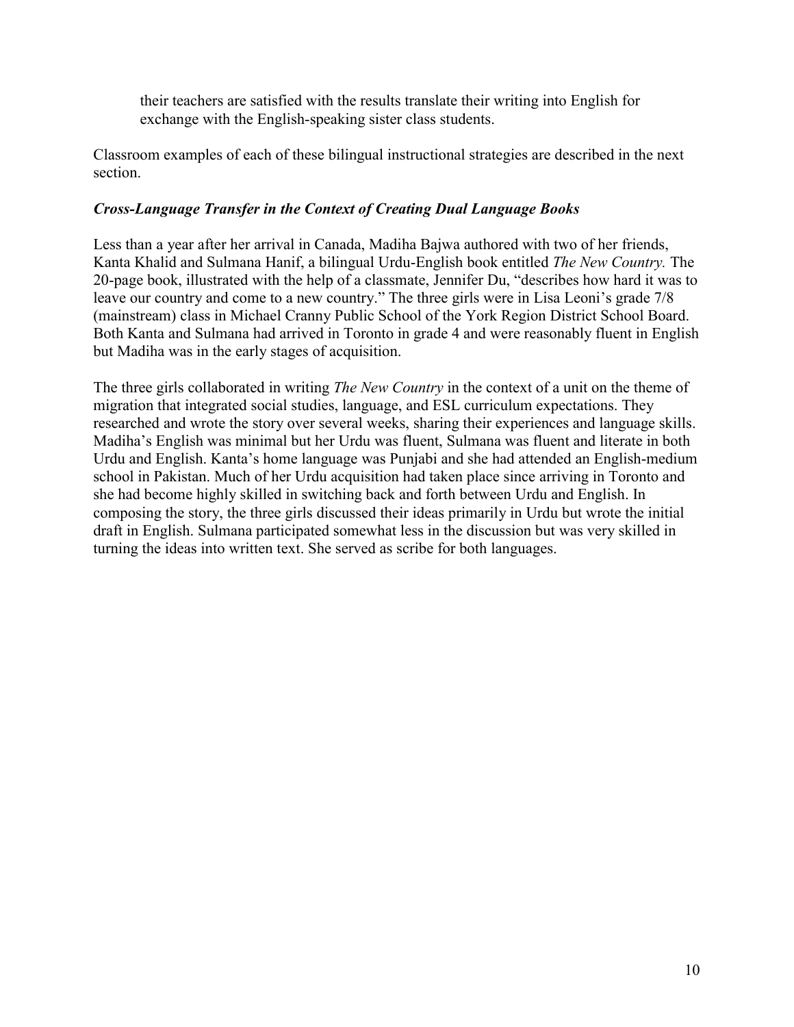their teachers are satisfied with the results translate their writing into English for exchange with the English-speaking sister class students.

Classroom examples of each of these bilingual instructional strategies are described in the next section.

### *Cross-Language Transfer in the Context of Creating Dual Language Books*

Less than a year after her arrival in Canada, Madiha Bajwa authored with two of her friends, Kanta Khalid and Sulmana Hanif, a bilingual Urdu-English book entitled *The New Country.* The 20-page book, illustrated with the help of a classmate, Jennifer Du, "describes how hard it was to leave our country and come to a new country." The three girls were in Lisa Leoni's grade 7/8 (mainstream) class in Michael Cranny Public School of the York Region District School Board. Both Kanta and Sulmana had arrived in Toronto in grade 4 and were reasonably fluent in English but Madiha was in the early stages of acquisition.

The three girls collaborated in writing *The New Country* in the context of a unit on the theme of migration that integrated social studies, language, and ESL curriculum expectations. They researched and wrote the story over several weeks, sharing their experiences and language skills. Madiha's English was minimal but her Urdu was fluent, Sulmana was fluent and literate in both Urdu and English. Kanta's home language was Punjabi and she had attended an English-medium school in Pakistan. Much of her Urdu acquisition had taken place since arriving in Toronto and she had become highly skilled in switching back and forth between Urdu and English. In composing the story, the three girls discussed their ideas primarily in Urdu but wrote the initial draft in English. Sulmana participated somewhat less in the discussion but was very skilled in turning the ideas into written text. She served as scribe for both languages.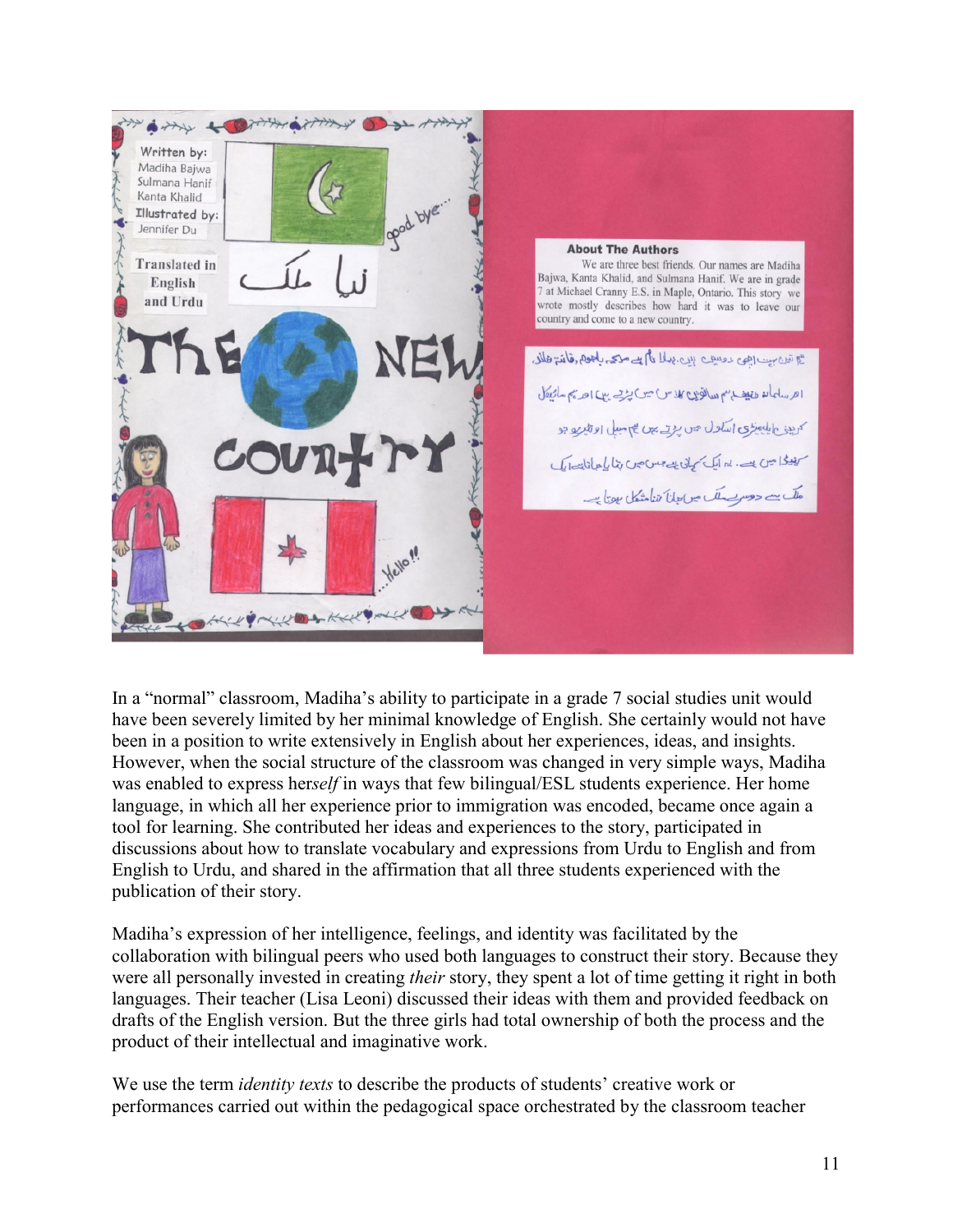Written by:
Madiha Bajwa
Sulmana Hanif
Kanta Khalid

Illustrated by:
Jennifer Du

Translated in English and Urdu

نیا ملک

THE NEW COUNTRY

good bye...

Hello!!

**About The Authors**

We are three best friends. Our names are Madiha Bajwa, Kanta Khalid, and Sulmana Hanif. We are in grade 7 at Michael Cranny E.S. in Maple, Ontario. This story we wrote mostly describes how hard it was to leave our country and come to a new country.

ہم تینوں بہت اچھی دوست ہیں۔ پہلا نام ہے مدیحہ باجوہ، کانتہ خالد اور سلمانہ حنیف ہم ساتویں کلاس میں پڑھتے ہیں اور ہم مائیکل کرینی ایلیمنٹری اسکول میں پڑھتے ہیں جو میپل اونٹاریو جو کینیڈا میں ہے۔ یہ ایک کہانی ہے جس میں بتایا جاتا ہے ایک ملک سے دوسرے ملک میں جانا کتنا مشکل ہوتا ہے۔

In a "normal" classroom, Madiha's ability to participate in a grade 7 social studies unit would have been severely limited by her minimal knowledge of English. She certainly would not have been in a position to write extensively in English about her experiences, ideas, and insights. However, when the social structure of the classroom was changed in very simple ways, Madiha was enabled to express her*self* in ways that few bilingual/ESL students experience. Her home language, in which all her experience prior to immigration was encoded, became once again a tool for learning. She contributed her ideas and experiences to the story, participated in discussions about how to translate vocabulary and expressions from Urdu to English and from English to Urdu, and shared in the affirmation that all three students experienced with the publication of their story.

Madiha's expression of her intelligence, feelings, and identity was facilitated by the collaboration with bilingual peers who used both languages to construct their story. Because they were all personally invested in creating *their* story, they spent a lot of time getting it right in both languages. Their teacher (Lisa Leoni) discussed their ideas with them and provided feedback on drafts of the English version. But the three girls had total ownership of both the process and the product of their intellectual and imaginative work.

We use the term *identity texts* to describe the products of students' creative work or performances carried out within the pedagogical space orchestrated by the classroom teacher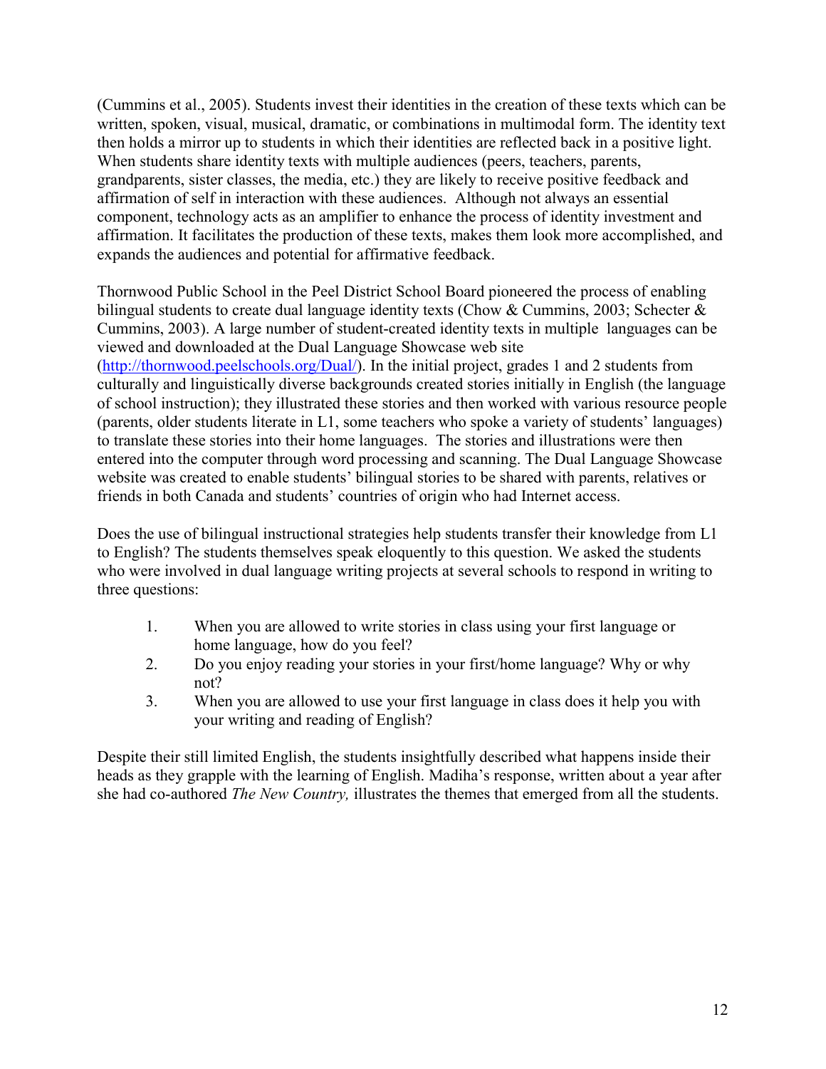(Cummins et al., 2005). Students invest their identities in the creation of these texts which can be written, spoken, visual, musical, dramatic, or combinations in multimodal form. The identity text then holds a mirror up to students in which their identities are reflected back in a positive light. When students share identity texts with multiple audiences (peers, teachers, parents, grandparents, sister classes, the media, etc.) they are likely to receive positive feedback and affirmation of self in interaction with these audiences. Although not always an essential component, technology acts as an amplifier to enhance the process of identity investment and affirmation. It facilitates the production of these texts, makes them look more accomplished, and expands the audiences and potential for affirmative feedback.

Thornwood Public School in the Peel District School Board pioneered the process of enabling bilingual students to create dual language identity texts (Chow & Cummins, 2003; Schecter & Cummins, 2003). A large number of student-created identity texts in multiple languages can be viewed and downloaded at the Dual Language Showcase web site (http://thornwood.peelschools.org/Dual/). In the initial project, grades 1 and 2 students from culturally and linguistically diverse backgrounds created stories initially in English (the language of school instruction); they illustrated these stories and then worked with various resource people (parents, older students literate in L1, some teachers who spoke a variety of students' languages) to translate these stories into their home languages. The stories and illustrations were then entered into the computer through word processing and scanning. The Dual Language Showcase website was created to enable students' bilingual stories to be shared with parents, relatives or friends in both Canada and students' countries of origin who had Internet access.

Does the use of bilingual instructional strategies help students transfer their knowledge from L1 to English? The students themselves speak eloquently to this question. We asked the students who were involved in dual language writing projects at several schools to respond in writing to three questions:

1. When you are allowed to write stories in class using your first language or home language, how do you feel?
2. Do you enjoy reading your stories in your first/home language? Why or why not?
3. When you are allowed to use your first language in class does it help you with your writing and reading of English?

Despite their still limited English, the students insightfully described what happens inside their heads as they grapple with the learning of English. Madiha's response, written about a year after she had co-authored *The New Country,* illustrates the themes that emerged from all the students.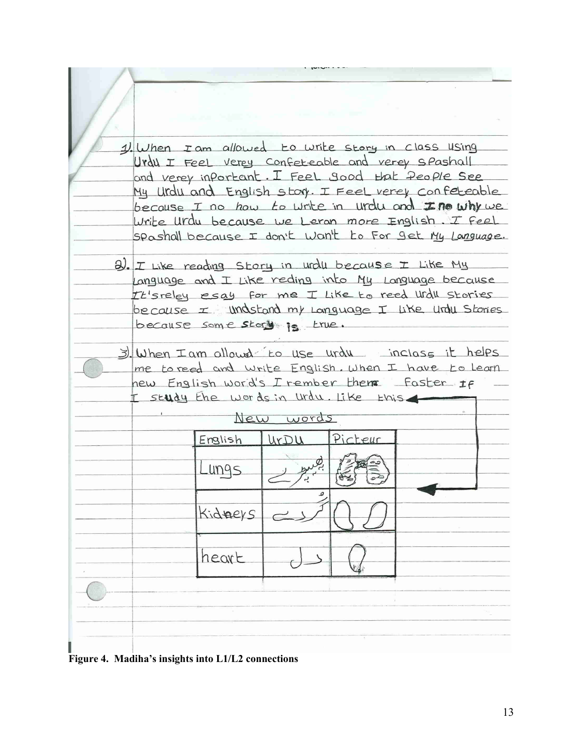1). When I am allowed to write story in class using Urdu I feel verey confeteable and verey spashall and verey inportant. I feel good that people see my Urdu and English story. I feel verey confeteable because I no how to write in urdu and I no why we write Urdu because we leran more English. I feel spashall because I don't won't to for get my language.

2). I like reading story in urdu because I like my language and I like reding into my language because It's reley esay for me I like to reed Urdu stories because I undstand my language I like Urdu stories because some story is true.

3). When I am allowd to use urdu inclass it helps me to reed and write English. When I have to learn new English word's I rember them faster if I study the words in Urdu. Like this.

New words

| English | UrDU | Picteur |
|---|---|---|
| Lungs | پھیپھڑے | |
| Kidneys | گُردے | |
| heart | دل | |

**Figure 4. Madiha's insights into L1/L2 connections**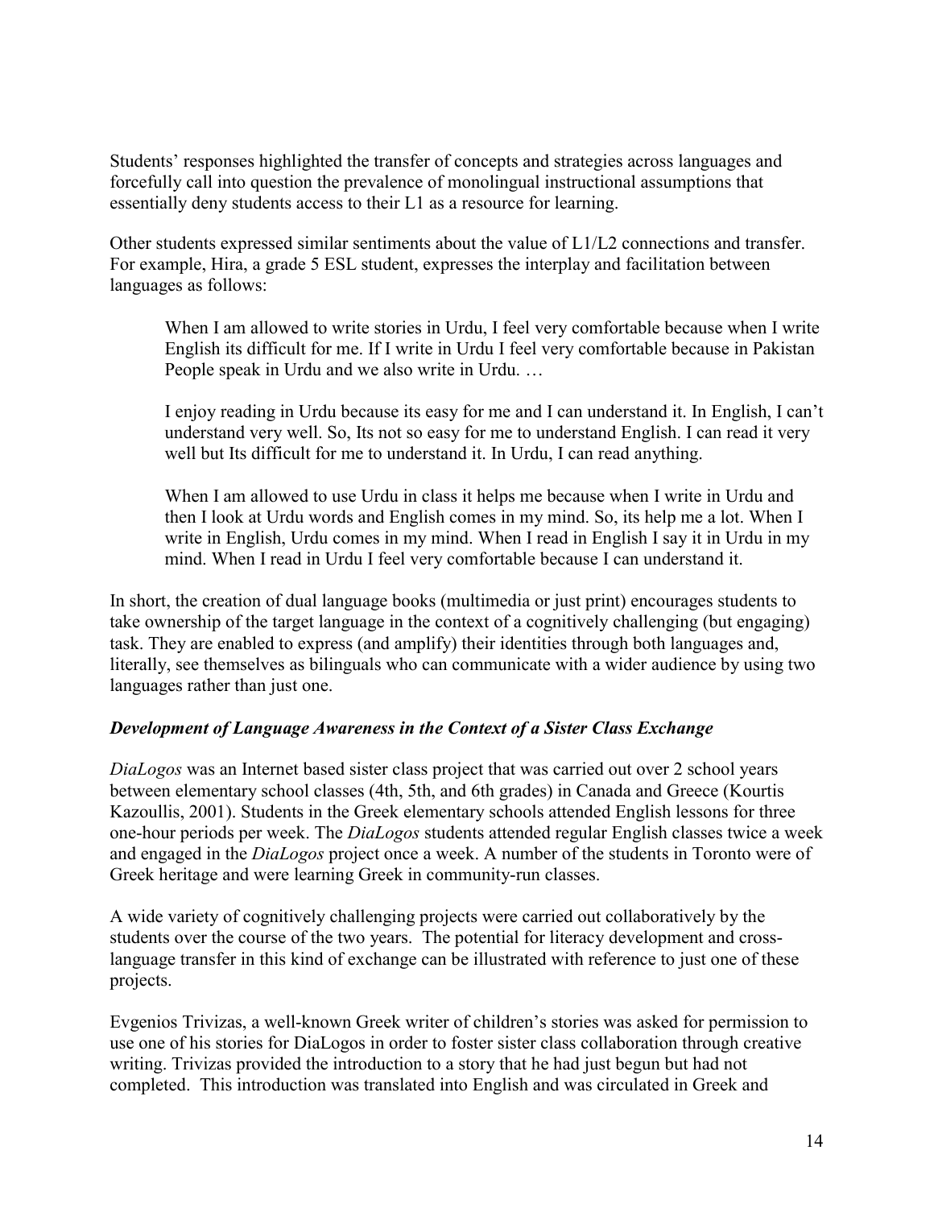Students' responses highlighted the transfer of concepts and strategies across languages and forcefully call into question the prevalence of monolingual instructional assumptions that essentially deny students access to their L1 as a resource for learning.

Other students expressed similar sentiments about the value of L1/L2 connections and transfer. For example, Hira, a grade 5 ESL student, expresses the interplay and facilitation between languages as follows:

> When I am allowed to write stories in Urdu, I feel very comfortable because when I write English its difficult for me. If I write in Urdu I feel very comfortable because in Pakistan People speak in Urdu and we also write in Urdu. …
>
> I enjoy reading in Urdu because its easy for me and I can understand it. In English, I can't understand very well. So, Its not so easy for me to understand English. I can read it very well but Its difficult for me to understand it. In Urdu, I can read anything.
>
> When I am allowed to use Urdu in class it helps me because when I write in Urdu and then I look at Urdu words and English comes in my mind. So, its help me a lot. When I write in English, Urdu comes in my mind. When I read in English I say it in Urdu in my mind. When I read in Urdu I feel very comfortable because I can understand it.

In short, the creation of dual language books (multimedia or just print) encourages students to take ownership of the target language in the context of a cognitively challenging (but engaging) task. They are enabled to express (and amplify) their identities through both languages and, literally, see themselves as bilinguals who can communicate with a wider audience by using two languages rather than just one.

### *Development of Language Awareness in the Context of a Sister Class Exchange*

*DiaLogos* was an Internet based sister class project that was carried out over 2 school years between elementary school classes (4th, 5th, and 6th grades) in Canada and Greece (Kourtis Kazoullis, 2001). Students in the Greek elementary schools attended English lessons for three one-hour periods per week. The *DiaLogos* students attended regular English classes twice a week and engaged in the *DiaLogos* project once a week. A number of the students in Toronto were of Greek heritage and were learning Greek in community-run classes.

A wide variety of cognitively challenging projects were carried out collaboratively by the students over the course of the two years. The potential for literacy development and cross-language transfer in this kind of exchange can be illustrated with reference to just one of these projects.

Evgenios Trivizas, a well-known Greek writer of children's stories was asked for permission to use one of his stories for DiaLogos in order to foster sister class collaboration through creative writing. Trivizas provided the introduction to a story that he had just begun but had not completed. This introduction was translated into English and was circulated in Greek and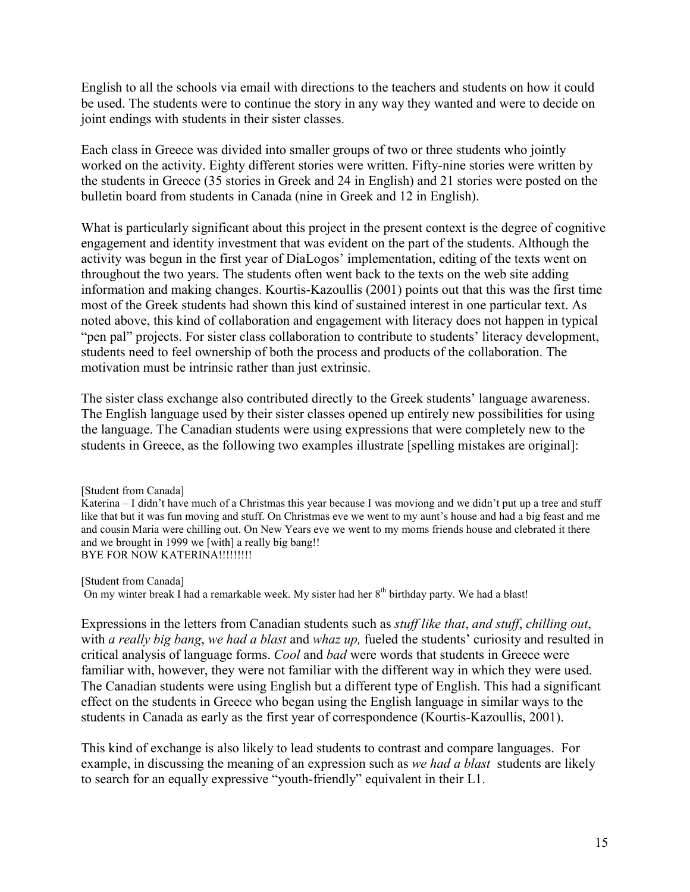English to all the schools via email with directions to the teachers and students on how it could be used. The students were to continue the story in any way they wanted and were to decide on joint endings with students in their sister classes.

Each class in Greece was divided into smaller groups of two or three students who jointly worked on the activity. Eighty different stories were written. Fifty-nine stories were written by the students in Greece (35 stories in Greek and 24 in English) and 21 stories were posted on the bulletin board from students in Canada (nine in Greek and 12 in English).

What is particularly significant about this project in the present context is the degree of cognitive engagement and identity investment that was evident on the part of the students. Although the activity was begun in the first year of DiaLogos' implementation, editing of the texts went on throughout the two years. The students often went back to the texts on the web site adding information and making changes. Kourtis-Kazoullis (2001) points out that this was the first time most of the Greek students had shown this kind of sustained interest in one particular text. As noted above, this kind of collaboration and engagement with literacy does not happen in typical "pen pal" projects. For sister class collaboration to contribute to students' literacy development, students need to feel ownership of both the process and products of the collaboration. The motivation must be intrinsic rather than just extrinsic.

The sister class exchange also contributed directly to the Greek students' language awareness. The English language used by their sister classes opened up entirely new possibilities for using the language. The Canadian students were using expressions that were completely new to the students in Greece, as the following two examples illustrate [spelling mistakes are original]:

[Student from Canada]
Katerina – I didn't have much of a Christmas this year because I was moviong and we didn't put up a tree and stuff like that but it was fun moving and stuff. On Christmas eve we went to my aunt's house and had a big feast and me and cousin Maria were chilling out. On New Years eve we went to my moms friends house and clebrated it there and we brought in 1999 we [with] a really big bang!!
BYE FOR NOW KATERINA!!!!!!!!!

[Student from Canada]
On my winter break I had a remarkable week. My sister had her 8th birthday party. We had a blast!

Expressions in the letters from Canadian students such as *stuff like that*, *and stuff*, *chilling out*, with *a really big bang*, *we had a blast* and *whaz up,* fueled the students' curiosity and resulted in critical analysis of language forms. *Cool* and *bad* were words that students in Greece were familiar with, however, they were not familiar with the different way in which they were used. The Canadian students were using English but a different type of English. This had a significant effect on the students in Greece who began using the English language in similar ways to the students in Canada as early as the first year of correspondence (Kourtis-Kazoullis, 2001).

This kind of exchange is also likely to lead students to contrast and compare languages. For example, in discussing the meaning of an expression such as *we had a blast* students are likely to search for an equally expressive "youth-friendly" equivalent in their L1.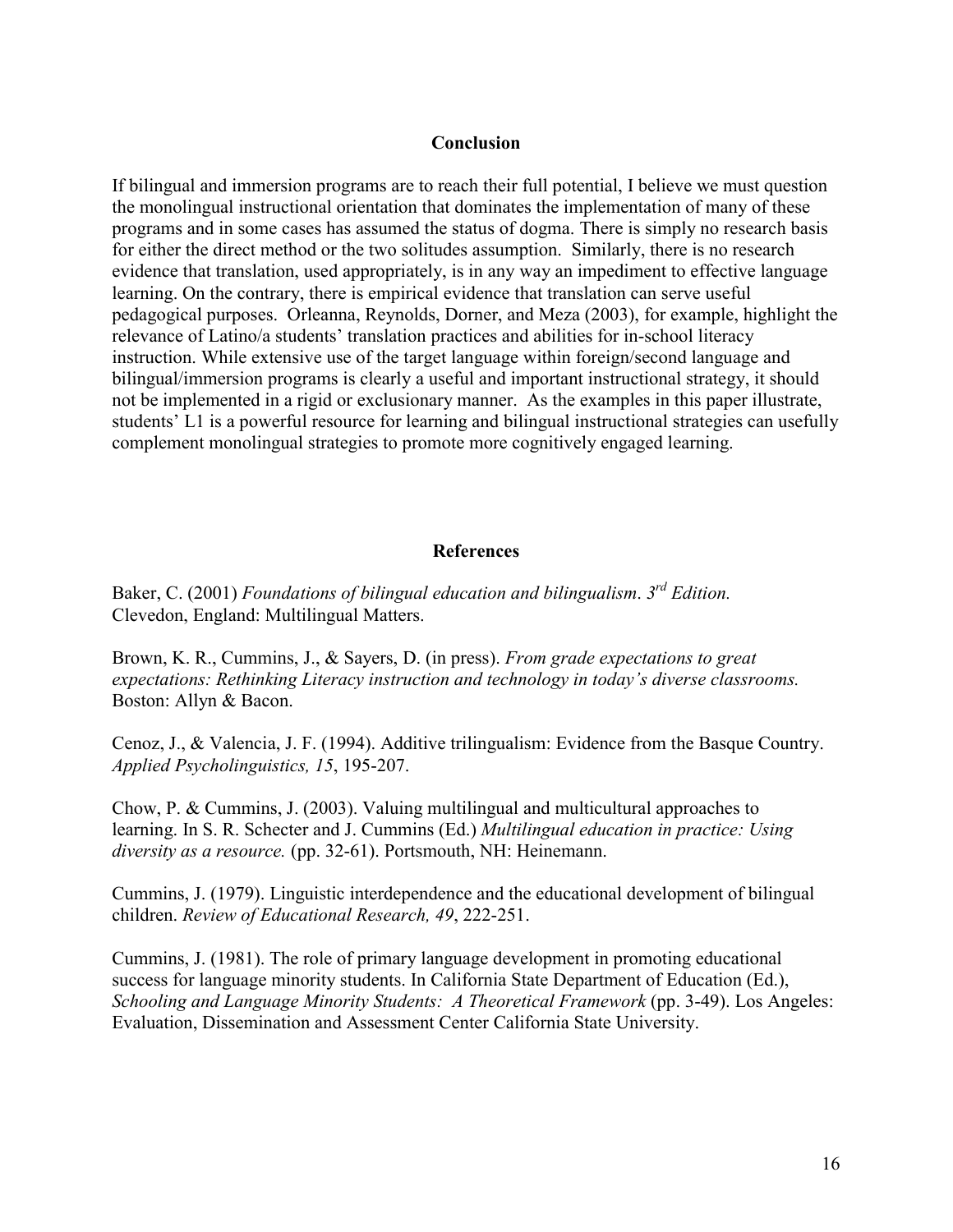## Conclusion

If bilingual and immersion programs are to reach their full potential, I believe we must question the monolingual instructional orientation that dominates the implementation of many of these programs and in some cases has assumed the status of dogma. There is simply no research basis for either the direct method or the two solitudes assumption. Similarly, there is no research evidence that translation, used appropriately, is in any way an impediment to effective language learning. On the contrary, there is empirical evidence that translation can serve useful pedagogical purposes. Orleanna, Reynolds, Dorner, and Meza (2003), for example, highlight the relevance of Latino/a students' translation practices and abilities for in-school literacy instruction. While extensive use of the target language within foreign/second language and bilingual/immersion programs is clearly a useful and important instructional strategy, it should not be implemented in a rigid or exclusionary manner. As the examples in this paper illustrate, students' L1 is a powerful resource for learning and bilingual instructional strategies can usefully complement monolingual strategies to promote more cognitively engaged learning.

## References

Baker, C. (2001) *Foundations of bilingual education and bilingualism*. *3rd Edition.* Clevedon, England: Multilingual Matters.

Brown, K. R., Cummins, J., & Sayers, D. (in press). *From grade expectations to great expectations: Rethinking Literacy instruction and technology in today's diverse classrooms.* Boston: Allyn & Bacon.

Cenoz, J., & Valencia, J. F. (1994). Additive trilingualism: Evidence from the Basque Country. *Applied Psycholinguistics, 15*, 195-207.

Chow, P. & Cummins, J. (2003). Valuing multilingual and multicultural approaches to learning. In S. R. Schecter and J. Cummins (Ed.) *Multilingual education in practice: Using diversity as a resource.* (pp. 32-61). Portsmouth, NH: Heinemann.

Cummins, J. (1979). Linguistic interdependence and the educational development of bilingual children. *Review of Educational Research, 49*, 222-251.

Cummins, J. (1981). The role of primary language development in promoting educational success for language minority students. In California State Department of Education (Ed.), *Schooling and Language Minority Students: A Theoretical Framework* (pp. 3-49). Los Angeles: Evaluation, Dissemination and Assessment Center California State University.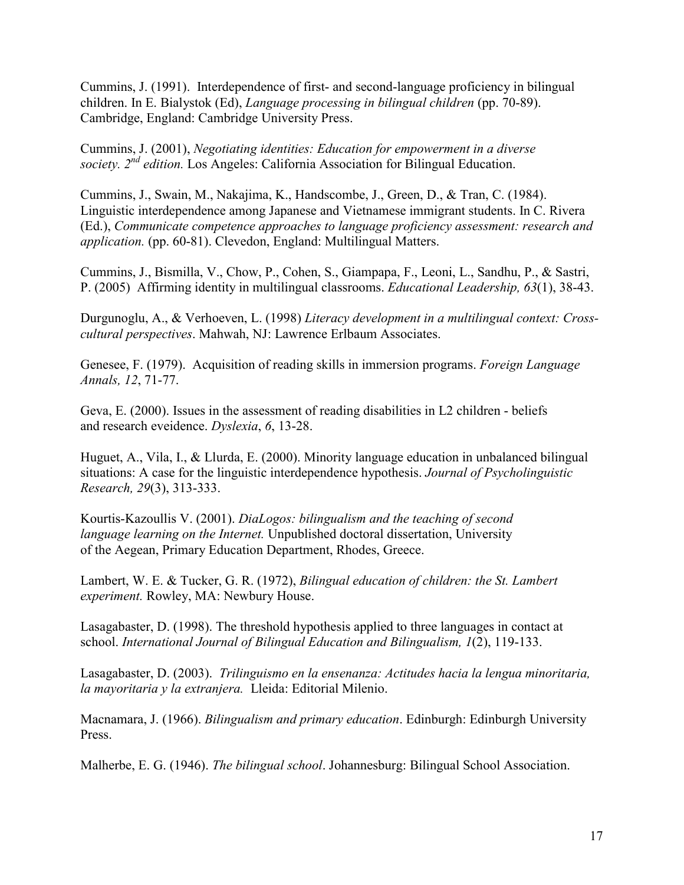Cummins, J. (1991). Interdependence of first- and second-language proficiency in bilingual children. In E. Bialystok (Ed), *Language processing in bilingual children* (pp. 70-89). Cambridge, England: Cambridge University Press.

Cummins, J. (2001), *Negotiating identities: Education for empowerment in a diverse society. 2nd edition.* Los Angeles: California Association for Bilingual Education.

Cummins, J., Swain, M., Nakajima, K., Handscombe, J., Green, D., & Tran, C. (1984). Linguistic interdependence among Japanese and Vietnamese immigrant students. In C. Rivera (Ed.), *Communicate competence approaches to language proficiency assessment: research and application.* (pp. 60-81). Clevedon, England: Multilingual Matters.

Cummins, J., Bismilla, V., Chow, P., Cohen, S., Giampapa, F., Leoni, L., Sandhu, P., & Sastri, P. (2005) Affirming identity in multilingual classrooms. *Educational Leadership, 63*(1), 38-43.

Durgunoglu, A., & Verhoeven, L. (1998) *Literacy development in a multilingual context: Cross-cultural perspectives*. Mahwah, NJ: Lawrence Erlbaum Associates.

Genesee, F. (1979). Acquisition of reading skills in immersion programs. *Foreign Language Annals, 12*, 71-77.

Geva, E. (2000). Issues in the assessment of reading disabilities in L2 children - beliefs and research eveidence. *Dyslexia*, *6*, 13-28.

Huguet, A., Vila, I., & Llurda, E. (2000). Minority language education in unbalanced bilingual situations: A case for the linguistic interdependence hypothesis. *Journal of Psycholinguistic Research, 29*(3), 313-333.

Kourtis-Kazoullis V. (2001). *DiaLogos: bilingualism and the teaching of second language learning on the Internet.* Unpublished doctoral dissertation, University of the Aegean, Primary Education Department, Rhodes, Greece.

Lambert, W. E. & Tucker, G. R. (1972), *Bilingual education of children: the St. Lambert experiment.* Rowley, MA: Newbury House.

Lasagabaster, D. (1998). The threshold hypothesis applied to three languages in contact at school. *International Journal of Bilingual Education and Bilingualism, 1*(2), 119-133.

Lasagabaster, D. (2003). *Trilinguismo en la ensenanza: Actitudes hacia la lengua minoritaria, la mayoritaria y la extranjera.* Lleida: Editorial Milenio.

Macnamara, J. (1966). *Bilingualism and primary education*. Edinburgh: Edinburgh University Press.

Malherbe, E. G. (1946). *The bilingual school*. Johannesburg: Bilingual School Association.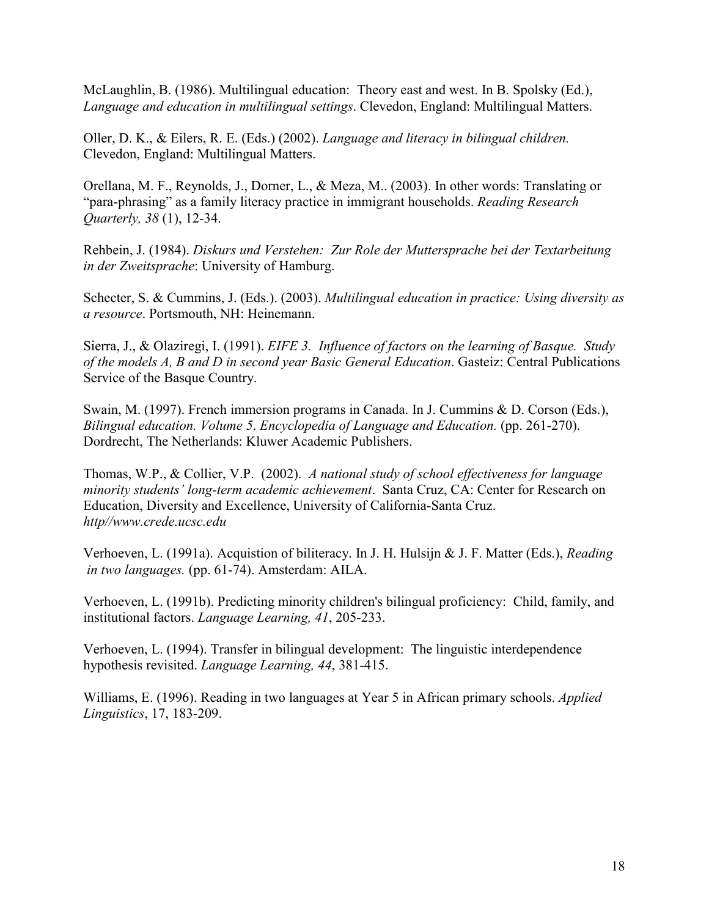McLaughlin, B. (1986). Multilingual education: Theory east and west. In B. Spolsky (Ed.), *Language and education in multilingual settings*. Clevedon, England: Multilingual Matters.

Oller, D. K., & Eilers, R. E. (Eds.) (2002). *Language and literacy in bilingual children.* Clevedon, England: Multilingual Matters.

Orellana, M. F., Reynolds, J., Dorner, L., & Meza, M.. (2003). In other words: Translating or "para-phrasing" as a family literacy practice in immigrant households. *Reading Research Quarterly, 38* (1), 12-34.

Rehbein, J. (1984). *Diskurs und Verstehen: Zur Role der Muttersprache bei der Textarbeitung in der Zweitsprache*: University of Hamburg.

Schecter, S. & Cummins, J. (Eds.). (2003). *Multilingual education in practice: Using diversity as a resource*. Portsmouth, NH: Heinemann.

Sierra, J., & Olaziregi, I. (1991). *EIFE 3. Influence of factors on the learning of Basque. Study of the models A, B and D in second year Basic General Education*. Gasteiz: Central Publications Service of the Basque Country.

Swain, M. (1997). French immersion programs in Canada. In J. Cummins & D. Corson (Eds.), *Bilingual education. Volume 5. Encyclopedia of Language and Education.* (pp. 261-270). Dordrecht, The Netherlands: Kluwer Academic Publishers.

Thomas, W.P., & Collier, V.P. (2002). *A national study of school effectiveness for language minority students' long-term academic achievement*. Santa Cruz, CA: Center for Research on Education, Diversity and Excellence, University of California-Santa Cruz. *http//www.crede.ucsc.edu*

Verhoeven, L. (1991a). Acquistion of biliteracy. In J. H. Hulsijn & J. F. Matter (Eds.), *Reading in two languages.* (pp. 61-74). Amsterdam: AILA.

Verhoeven, L. (1991b). Predicting minority children's bilingual proficiency: Child, family, and institutional factors. *Language Learning, 41*, 205-233.

Verhoeven, L. (1994). Transfer in bilingual development: The linguistic interdependence hypothesis revisited. *Language Learning, 44*, 381-415.

Williams, E. (1996). Reading in two languages at Year 5 in African primary schools. *Applied Linguistics*, 17, 183-209.